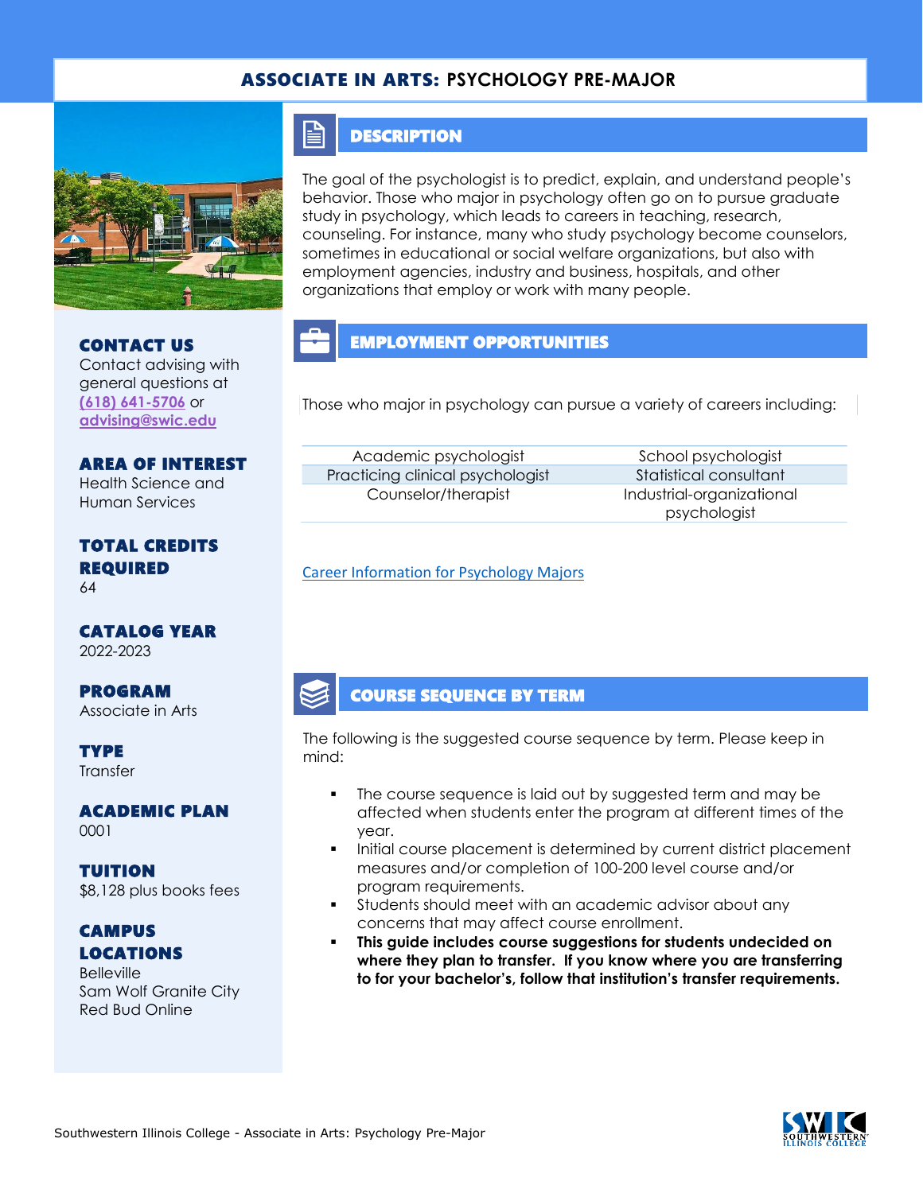# ASSOCIATE IN ARTS: PSYCHOLOGY PRE-MAJOR

## DESCRIPTION

The goal of the psychologist is to predict, explain, and understand people's behavior. Those who major in psychology often go on to pursue graduate study in psychology, which leads to careers in teaching, research, counseling. For instance, many who study psychology become counselors, sometimes in educational or social welfare organizations, but also with employment agencies, industry and business, hospitals, and other organizations that employ or work with many people.

## EMPLOYMENT OPPORTUNITIES

Those who major in psychology can pursue a variety of careers including:

| | |
|---|---|
| Academic psychologist | School psychologist |
| Practicing clinical psychologist | Statistical consultant |
| Counselor/therapist | Industrial-organizational psychologist |

[Career Information for Psychology Majors]

## COURSE SEQUENCE BY TERM

The following is the suggested course sequence by term. Please keep in mind:

- The course sequence is laid out by suggested term and may be affected when students enter the program at different times of the year.
- Initial course placement is determined by current district placement measures and/or completion of 100-200 level course and/or program requirements.
- Students should meet with an academic advisor about any concerns that may affect course enrollment.
- **This guide includes course suggestions for students undecided on where they plan to transfer. If you know where you are transferring to for your bachelor's, follow that institution's transfer requirements.**

### CONTACT US
Contact advising with general questions at (618) 641-5706 or advising@swic.edu

### AREA OF INTEREST
Health Science and Human Services

### TOTAL CREDITS REQUIRED
64

### CATALOG YEAR
2022-2023

### PROGRAM
Associate in Arts

### TYPE
Transfer

### ACADEMIC PLAN
0001

### TUITION
$8,128 plus books fees

### CAMPUS LOCATIONS
Belleville
Sam Wolf Granite City
Red Bud Online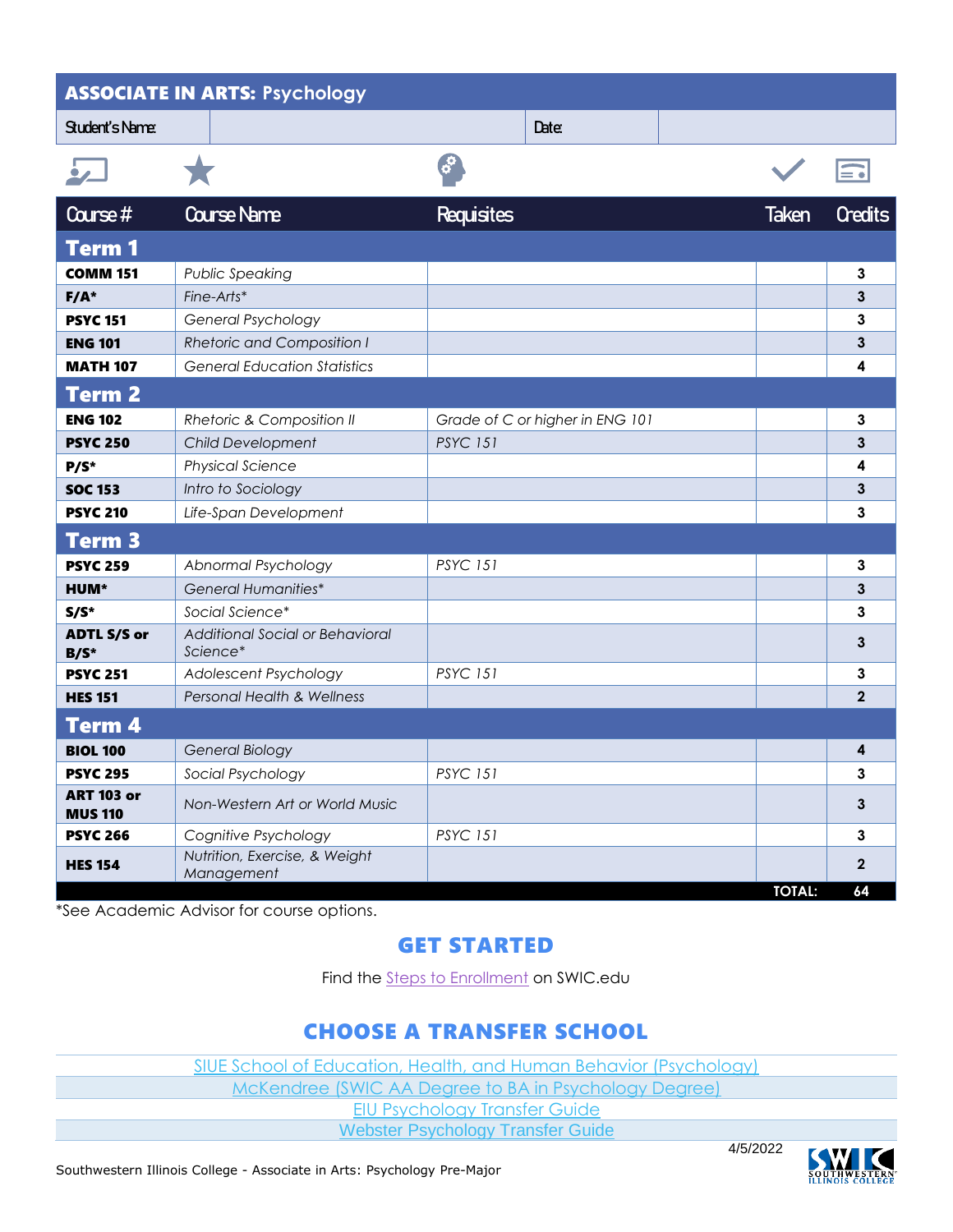# ASSOCIATE IN ARTS: Psychology

| Student's Name: | | Date: | |
|---|---|---|---|

| Course # | Course Name | Requisites | Taken | Credits |
|---|---|---|---|---|
| **Term 1** | | | | |
| **COMM 151** | *Public Speaking* | | | 3 |
| **F/A*** | *Fine-Arts** | | | 3 |
| **PSYC 151** | *General Psychology* | | | 3 |
| **ENG 101** | *Rhetoric and Composition I* | | | 3 |
| **MATH 107** | *General Education Statistics* | | | 4 |
| **Term 2** | | | | |
| **ENG 102** | *Rhetoric & Composition II* | *Grade of C or higher in ENG 101* | | 3 |
| **PSYC 250** | *Child Development* | *PSYC 151* | | 3 |
| **P/S*** | *Physical Science* | | | 4 |
| **SOC 153** | *Intro to Sociology* | | | 3 |
| **PSYC 210** | *Life-Span Development* | | | 3 |
| **Term 3** | | | | |
| **PSYC 259** | *Abnormal Psychology* | *PSYC 151* | | 3 |
| **HUM*** | *General Humanities** | | | 3 |
| **S/S*** | *Social Science** | | | 3 |
| **ADTL S/S or B/S*** | *Additional Social or Behavioral Science** | | | 3 |
| **PSYC 251** | *Adolescent Psychology* | *PSYC 151* | | 3 |
| **HES 151** | *Personal Health & Wellness* | | | 2 |
| **Term 4** | | | | |
| **BIOL 100** | *General Biology* | | | 4 |
| **PSYC 295** | *Social Psychology* | *PSYC 151* | | 3 |
| **ART 103 or MUS 110** | *Non-Western Art or World Music* | | | 3 |
| **PSYC 266** | *Cognitive Psychology* | *PSYC 151* | | 3 |
| **HES 154** | *Nutrition, Exercise, & Weight Management* | | | 2 |
| | | | **TOTAL:** | **64** |

*See Academic Advisor for course options.

## GET STARTED

Find the Steps to Enrollment on SWIC.edu

## CHOOSE A TRANSFER SCHOOL

SIUE School of Education, Health, and Human Behavior (Psychology)

McKendree (SWIC AA Degree to BA in Psychology Degree)

EIU Psychology Transfer Guide

Webster Psychology Transfer Guide

4/5/2022

Southwestern Illinois College - Associate in Arts: Psychology Pre-Major